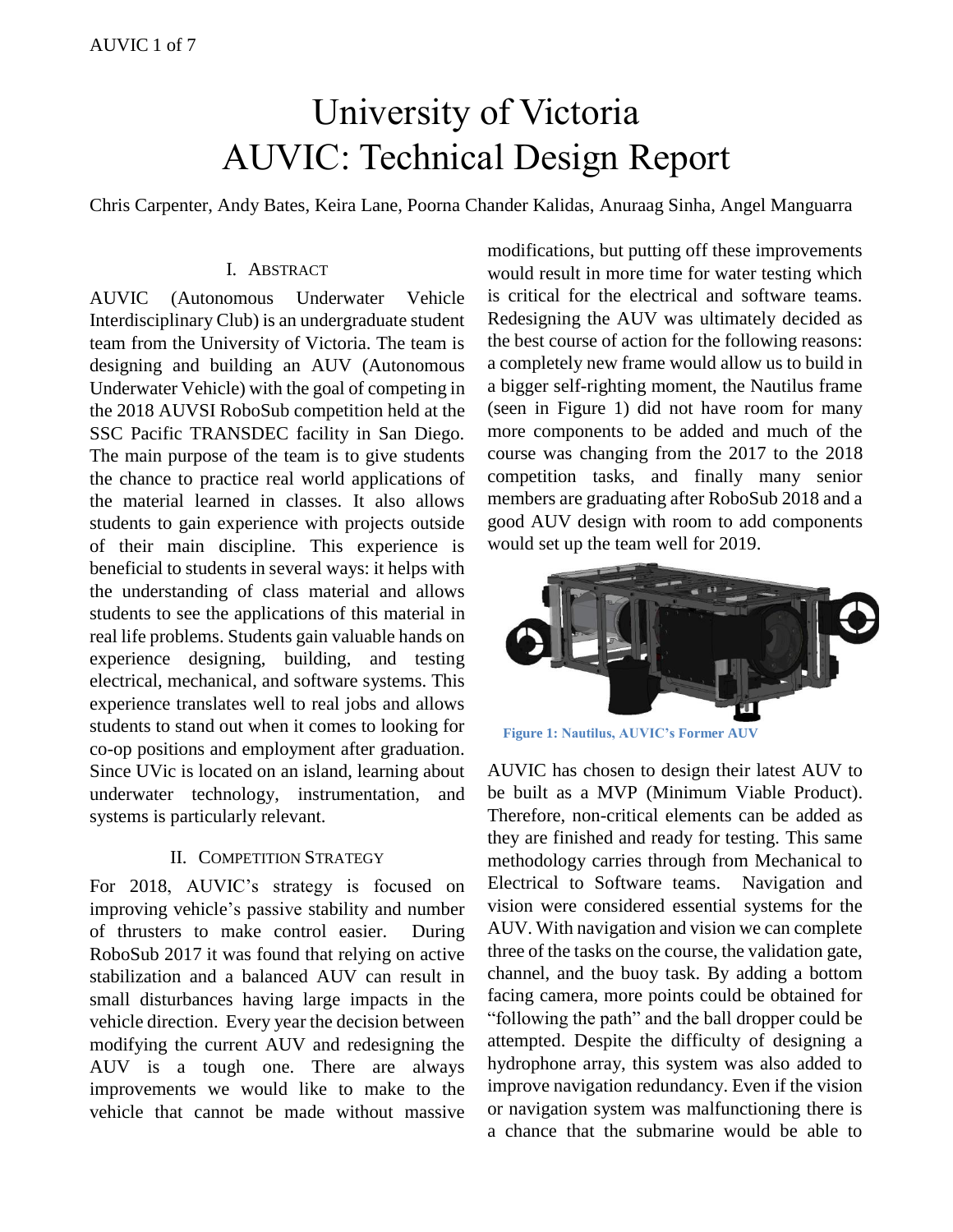# University of Victoria
# AUVIC: Technical Design Report

Chris Carpenter, Andy Bates, Keira Lane, Poorna Chander Kalidas, Anuraag Sinha, Angel Manguarra

## I. Abstract

AUVIC (Autonomous Underwater Vehicle Interdisciplinary Club) is an undergraduate student team from the University of Victoria. The team is designing and building an AUV (Autonomous Underwater Vehicle) with the goal of competing in the 2018 AUVSI RoboSub competition held at the SSC Pacific TRANSDEC facility in San Diego. The main purpose of the team is to give students the chance to practice real world applications of the material learned in classes. It also allows students to gain experience with projects outside of their main discipline. This experience is beneficial to students in several ways: it helps with the understanding of class material and allows students to see the applications of this material in real life problems. Students gain valuable hands on experience designing, building, and testing electrical, mechanical, and software systems. This experience translates well to real jobs and allows students to stand out when it comes to looking for co-op positions and employment after graduation. Since UVic is located on an island, learning about underwater technology, instrumentation, and systems is particularly relevant.

## II. Competition Strategy

For 2018, AUVIC's strategy is focused on improving vehicle's passive stability and number of thrusters to make control easier. During RoboSub 2017 it was found that relying on active stabilization and a balanced AUV can result in small disturbances having large impacts in the vehicle direction. Every year the decision between modifying the current AUV and redesigning the AUV is a tough one. There are always improvements we would like to make to the vehicle that cannot be made without massive modifications, but putting off these improvements would result in more time for water testing which is critical for the electrical and software teams. Redesigning the AUV was ultimately decided as the best course of action for the following reasons: a completely new frame would allow us to build in a bigger self-righting moment, the Nautilus frame (seen in Figure 1) did not have room for many more components to be added and much of the course was changing from the 2017 to the 2018 competition tasks, and finally many senior members are graduating after RoboSub 2018 and a good AUV design with room to add components would set up the team well for 2019.

**Figure 1: Nautilus, AUVIC's Former AUV**

AUVIC has chosen to design their latest AUV to be built as a MVP (Minimum Viable Product). Therefore, non-critical elements can be added as they are finished and ready for testing. This same methodology carries through from Mechanical to Electrical to Software teams. Navigation and vision were considered essential systems for the AUV. With navigation and vision we can complete three of the tasks on the course, the validation gate, channel, and the buoy task. By adding a bottom facing camera, more points could be obtained for "following the path" and the ball dropper could be attempted. Despite the difficulty of designing a hydrophone array, this system was also added to improve navigation redundancy. Even if the vision or navigation system was malfunctioning there is a chance that the submarine would be able to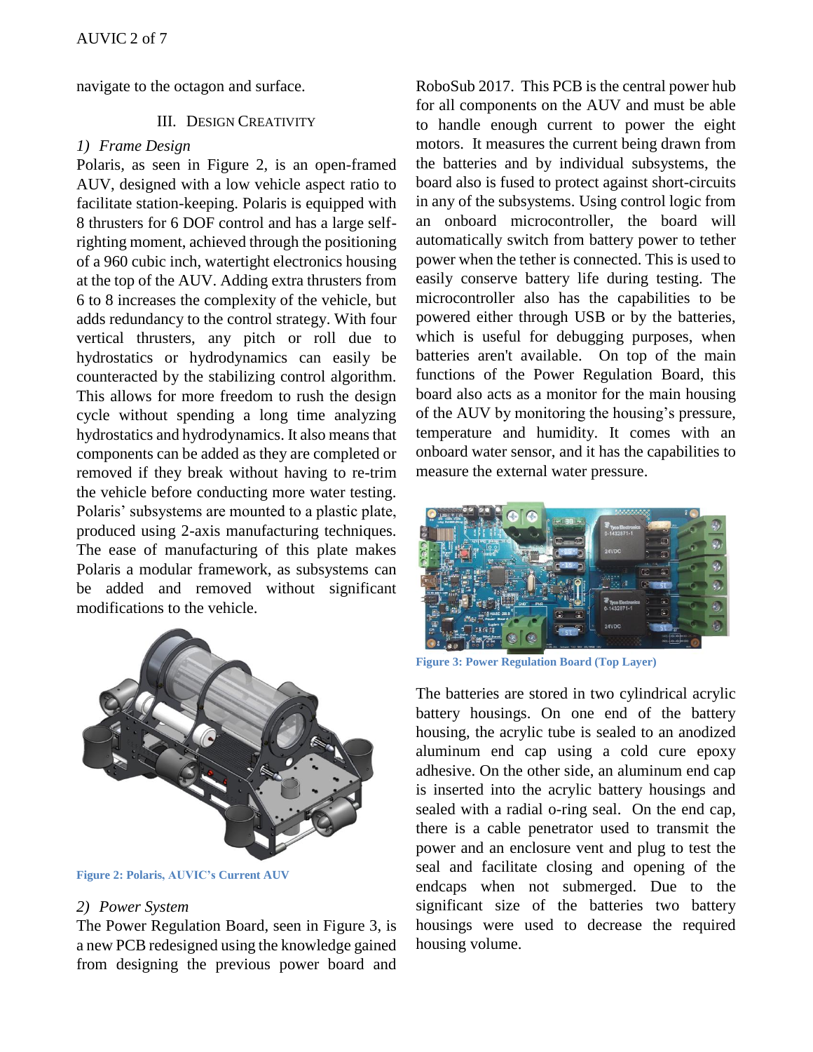navigate to the octagon and surface.

## III. Design Creativity

### 1) Frame Design

Polaris, as seen in Figure 2, is an open-framed AUV, designed with a low vehicle aspect ratio to facilitate station-keeping. Polaris is equipped with 8 thrusters for 6 DOF control and has a large self-righting moment, achieved through the positioning of a 960 cubic inch, watertight electronics housing at the top of the AUV. Adding extra thrusters from 6 to 8 increases the complexity of the vehicle, but adds redundancy to the control strategy. With four vertical thrusters, any pitch or roll due to hydrostatics or hydrodynamics can easily be counteracted by the stabilizing control algorithm. This allows for more freedom to rush the design cycle without spending a long time analyzing hydrostatics and hydrodynamics. It also means that components can be added as they are completed or removed if they break without having to re-trim the vehicle before conducting more water testing. Polaris' subsystems are mounted to a plastic plate, produced using 2-axis manufacturing techniques. The ease of manufacturing of this plate makes Polaris a modular framework, as subsystems can be added and removed without significant modifications to the vehicle.

Figure 2: Polaris, AUVIC's Current AUV

### 2) Power System

The Power Regulation Board, seen in Figure 3, is a new PCB redesigned using the knowledge gained from designing the previous power board and RoboSub 2017. This PCB is the central power hub for all components on the AUV and must be able to handle enough current to power the eight motors. It measures the current being drawn from the batteries and by individual subsystems, the board also is fused to protect against short-circuits in any of the subsystems. Using control logic from an onboard microcontroller, the board will automatically switch from battery power to tether power when the tether is connected. This is used to easily conserve battery life during testing. The microcontroller also has the capabilities to be powered either through USB or by the batteries, which is useful for debugging purposes, when batteries aren't available. On top of the main functions of the Power Regulation Board, this board also acts as a monitor for the main housing of the AUV by monitoring the housing's pressure, temperature and humidity. It comes with an onboard water sensor, and it has the capabilities to measure the external water pressure.

Figure 3: Power Regulation Board (Top Layer)

The batteries are stored in two cylindrical acrylic battery housings. On one end of the battery housing, the acrylic tube is sealed to an anodized aluminum end cap using a cold cure epoxy adhesive. On the other side, an aluminum end cap is inserted into the acrylic battery housings and sealed with a radial o-ring seal. On the end cap, there is a cable penetrator used to transmit the power and an enclosure vent and plug to test the seal and facilitate closing and opening of the endcaps when not submerged. Due to the significant size of the batteries two battery housings were used to decrease the required housing volume.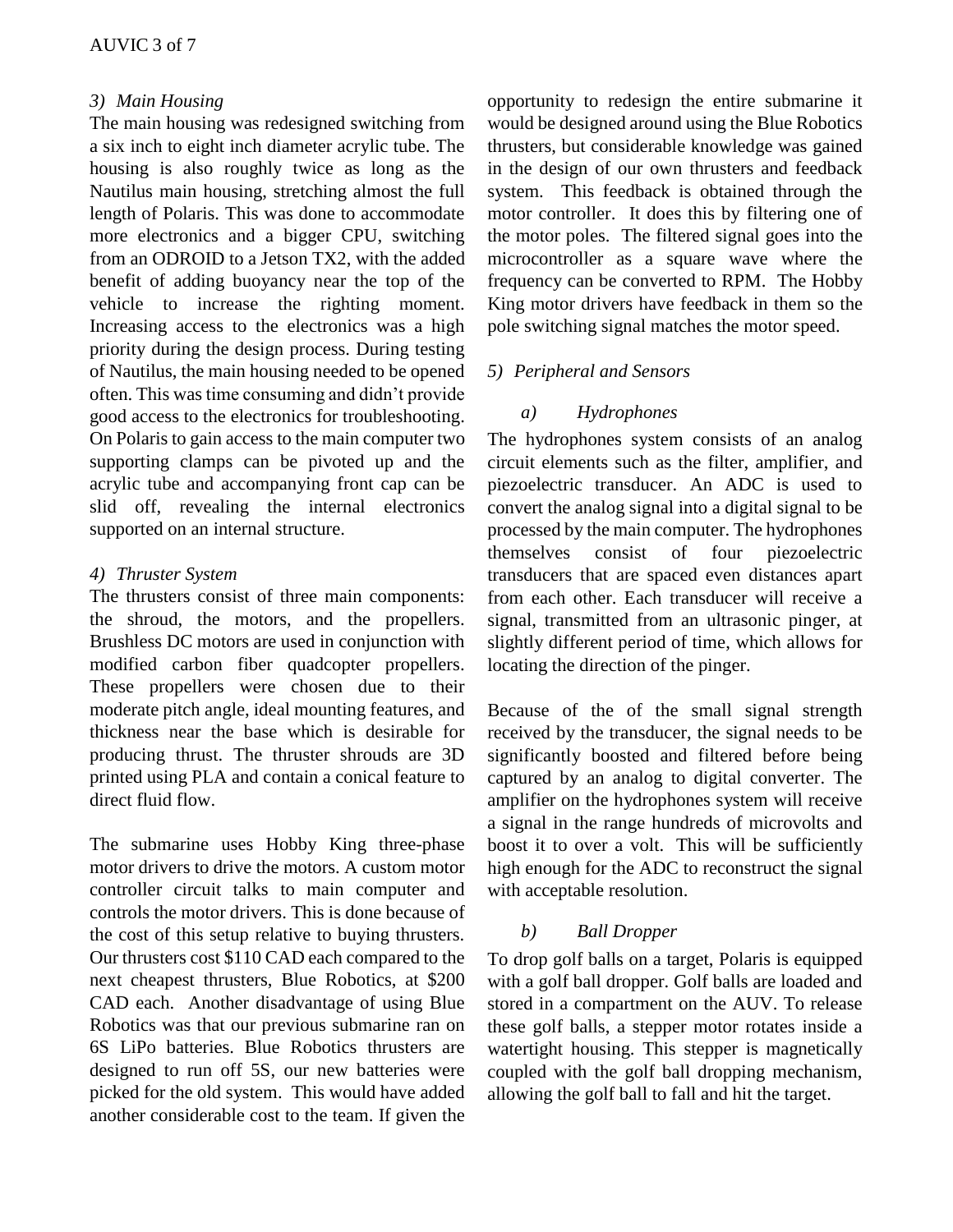### 3) Main Housing

The main housing was redesigned switching from a six inch to eight inch diameter acrylic tube. The housing is also roughly twice as long as the Nautilus main housing, stretching almost the full length of Polaris. This was done to accommodate more electronics and a bigger CPU, switching from an ODROID to a Jetson TX2, with the added benefit of adding buoyancy near the top of the vehicle to increase the righting moment. Increasing access to the electronics was a high priority during the design process. During testing of Nautilus, the main housing needed to be opened often. This was time consuming and didn't provide good access to the electronics for troubleshooting. On Polaris to gain access to the main computer two supporting clamps can be pivoted up and the acrylic tube and accompanying front cap can be slid off, revealing the internal electronics supported on an internal structure.

### 4) Thruster System

The thrusters consist of three main components: the shroud, the motors, and the propellers. Brushless DC motors are used in conjunction with modified carbon fiber quadcopter propellers. These propellers were chosen due to their moderate pitch angle, ideal mounting features, and thickness near the base which is desirable for producing thrust. The thruster shrouds are 3D printed using PLA and contain a conical feature to direct fluid flow.

The submarine uses Hobby King three-phase motor drivers to drive the motors. A custom motor controller circuit talks to main computer and controls the motor drivers. This is done because of the cost of this setup relative to buying thrusters. Our thrusters cost $110 CAD each compared to the next cheapest thrusters, Blue Robotics, at $200 CAD each. Another disadvantage of using Blue Robotics was that our previous submarine ran on 6S LiPo batteries. Blue Robotics thrusters are designed to run off 5S, our new batteries were picked for the old system. This would have added another considerable cost to the team. If given the opportunity to redesign the entire submarine it would be designed around using the Blue Robotics thrusters, but considerable knowledge was gained in the design of our own thrusters and feedback system. This feedback is obtained through the motor controller. It does this by filtering one of the motor poles. The filtered signal goes into the microcontroller as a square wave where the frequency can be converted to RPM. The Hobby King motor drivers have feedback in them so the pole switching signal matches the motor speed.

### 5) Peripheral and Sensors

#### a) Hydrophones

The hydrophones system consists of an analog circuit elements such as the filter, amplifier, and piezoelectric transducer. An ADC is used to convert the analog signal into a digital signal to be processed by the main computer. The hydrophones themselves consist of four piezoelectric transducers that are spaced even distances apart from each other. Each transducer will receive a signal, transmitted from an ultrasonic pinger, at slightly different period of time, which allows for locating the direction of the pinger.

Because of the of the small signal strength received by the transducer, the signal needs to be significantly boosted and filtered before being captured by an analog to digital converter. The amplifier on the hydrophones system will receive a signal in the range hundreds of microvolts and boost it to over a volt. This will be sufficiently high enough for the ADC to reconstruct the signal with acceptable resolution.

#### b) Ball Dropper

To drop golf balls on a target, Polaris is equipped with a golf ball dropper. Golf balls are loaded and stored in a compartment on the AUV. To release these golf balls, a stepper motor rotates inside a watertight housing. This stepper is magnetically coupled with the golf ball dropping mechanism, allowing the golf ball to fall and hit the target.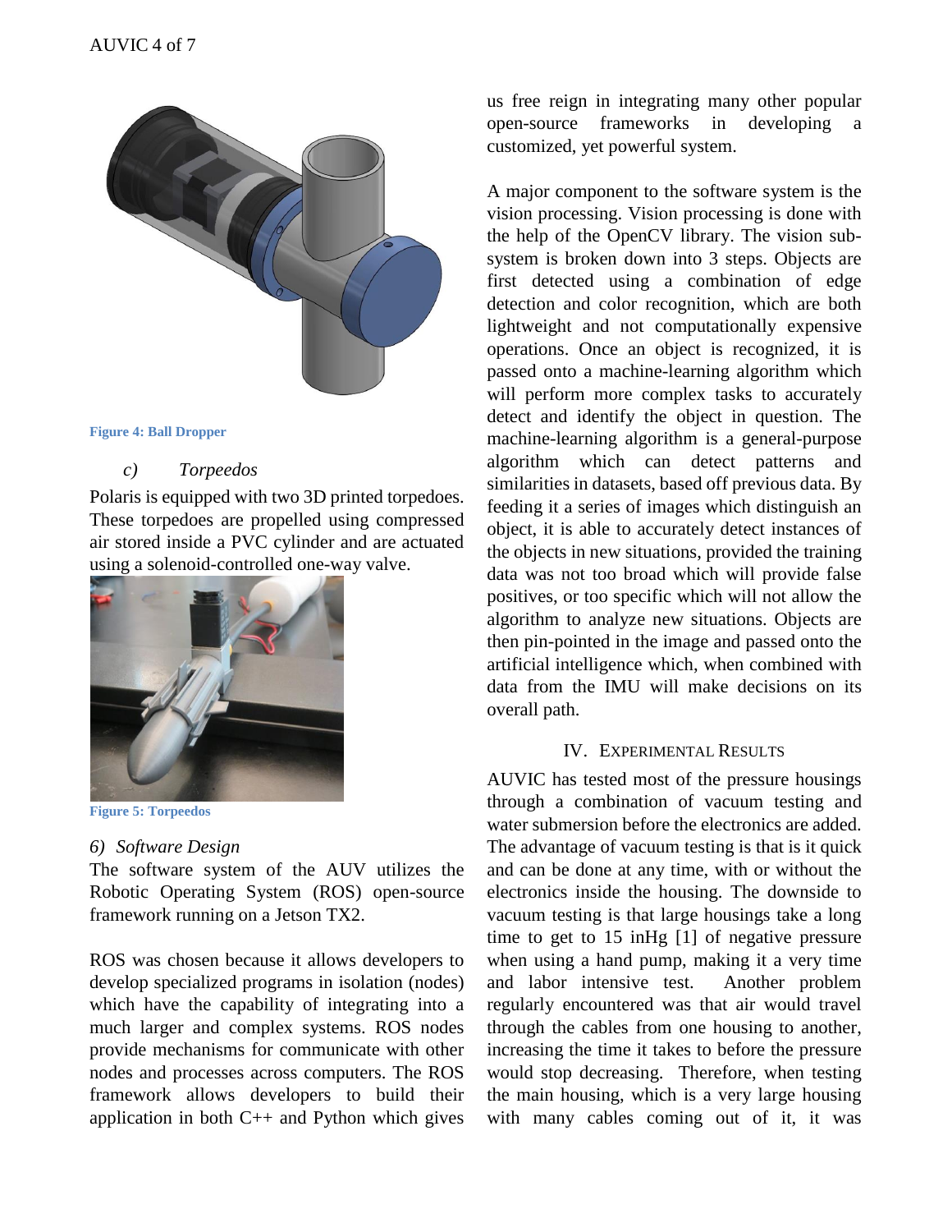Figure 4: Ball Dropper

*c) Torpeedos*

Polaris is equipped with two 3D printed torpedoes. These torpedoes are propelled using compressed air stored inside a PVC cylinder and are actuated using a solenoid-controlled one-way valve.

Figure 5: Torpeedos

*6) Software Design*

The software system of the AUV utilizes the Robotic Operating System (ROS) open-source framework running on a Jetson TX2.

ROS was chosen because it allows developers to develop specialized programs in isolation (nodes) which have the capability of integrating into a much larger and complex systems. ROS nodes provide mechanisms for communicate with other nodes and processes across computers. The ROS framework allows developers to build their application in both C++ and Python which gives us free reign in integrating many other popular open-source frameworks in developing a customized, yet powerful system.

A major component to the software system is the vision processing. Vision processing is done with the help of the OpenCV library. The vision sub-system is broken down into 3 steps. Objects are first detected using a combination of edge detection and color recognition, which are both lightweight and not computationally expensive operations. Once an object is recognized, it is passed onto a machine-learning algorithm which will perform more complex tasks to accurately detect and identify the object in question. The machine-learning algorithm is a general-purpose algorithm which can detect patterns and similarities in datasets, based off previous data. By feeding it a series of images which distinguish an object, it is able to accurately detect instances of the objects in new situations, provided the training data was not too broad which will provide false positives, or too specific which will not allow the algorithm to analyze new situations. Objects are then pin-pointed in the image and passed onto the artificial intelligence which, when combined with data from the IMU will make decisions on its overall path.

## IV. Experimental Results

AUVIC has tested most of the pressure housings through a combination of vacuum testing and water submersion before the electronics are added. The advantage of vacuum testing is that is it quick and can be done at any time, with or without the electronics inside the housing. The downside to vacuum testing is that large housings take a long time to get to 15 inHg [1] of negative pressure when using a hand pump, making it a very time and labor intensive test. Another problem regularly encountered was that air would travel through the cables from one housing to another, increasing the time it takes to before the pressure would stop decreasing. Therefore, when testing the main housing, which is a very large housing with many cables coming out of it, it was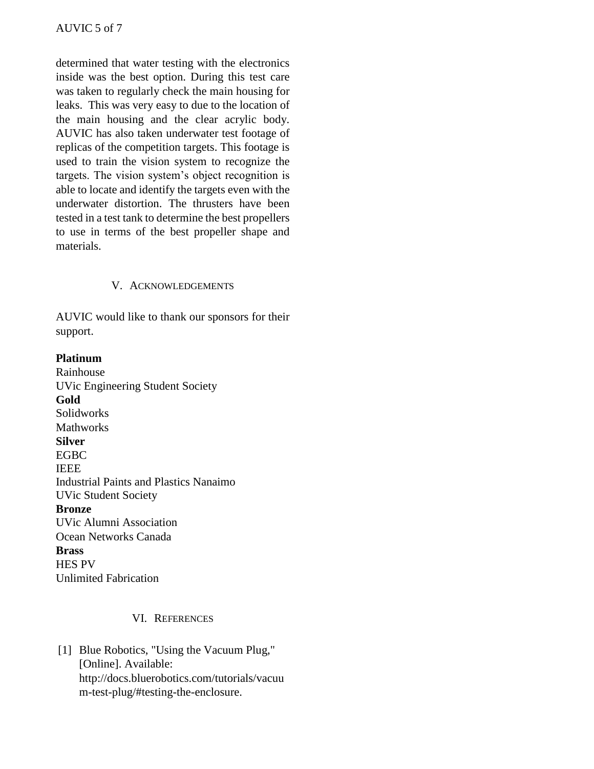determined that water testing with the electronics inside was the best option. During this test care was taken to regularly check the main housing for leaks. This was very easy to due to the location of the main housing and the clear acrylic body. AUVIC has also taken underwater test footage of replicas of the competition targets. This footage is used to train the vision system to recognize the targets. The vision system's object recognition is able to locate and identify the targets even with the underwater distortion. The thrusters have been tested in a test tank to determine the best propellers to use in terms of the best propeller shape and materials.

## V. Acknowledgements

AUVIC would like to thank our sponsors for their support.

**Platinum**
Rainhouse
UVic Engineering Student Society
**Gold**
Solidworks
Mathworks
**Silver**
EGBC
IEEE
Industrial Paints and Plastics Nanaimo
UVic Student Society
**Bronze**
UVic Alumni Association
Ocean Networks Canada
**Brass**
HES PV
Unlimited Fabrication

## VI. References

[1] Blue Robotics, "Using the Vacuum Plug," [Online]. Available: http://docs.bluerobotics.com/tutorials/vacuum-test-plug/#testing-the-enclosure.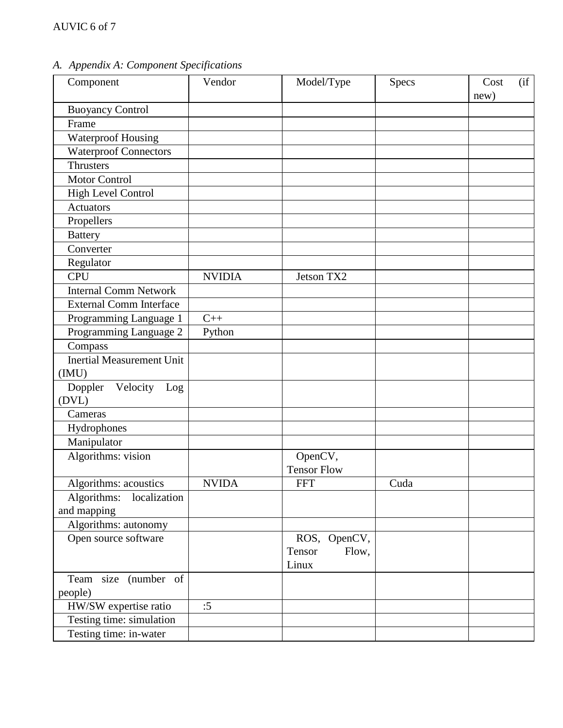*A. Appendix A: Component Specifications*

| Component | Vendor | Model/Type | Specs | Cost (if new) |
|---|---|---|---|---|
| Buoyancy Control | | | | |
| Frame | | | | |
| Waterproof Housing | | | | |
| Waterproof Connectors | | | | |
| Thrusters | | | | |
| Motor Control | | | | |
| High Level Control | | | | |
| Actuators | | | | |
| Propellers | | | | |
| Battery | | | | |
| Converter | | | | |
| Regulator | | | | |
| CPU | NVIDIA | Jetson TX2 | | |
| Internal Comm Network | | | | |
| External Comm Interface | | | | |
| Programming Language 1 | C++ | | | |
| Programming Language 2 | Python | | | |
| Compass | | | | |
| Inertial Measurement Unit (IMU) | | | | |
| Doppler Velocity Log (DVL) | | | | |
| Cameras | | | | |
| Hydrophones | | | | |
| Manipulator | | | | |
| Algorithms: vision | | OpenCV, Tensor Flow | | |
| Algorithms: acoustics | NVIDA | FFT | Cuda | |
| Algorithms: localization and mapping | | | | |
| Algorithms: autonomy | | | | |
| Open source software | | ROS, OpenCV, Tensor Flow, Linux | | |
| Team size (number of people) | | | | |
| HW/SW expertise ratio | :5 | | | |
| Testing time: simulation | | | | |
| Testing time: in-water | | | | |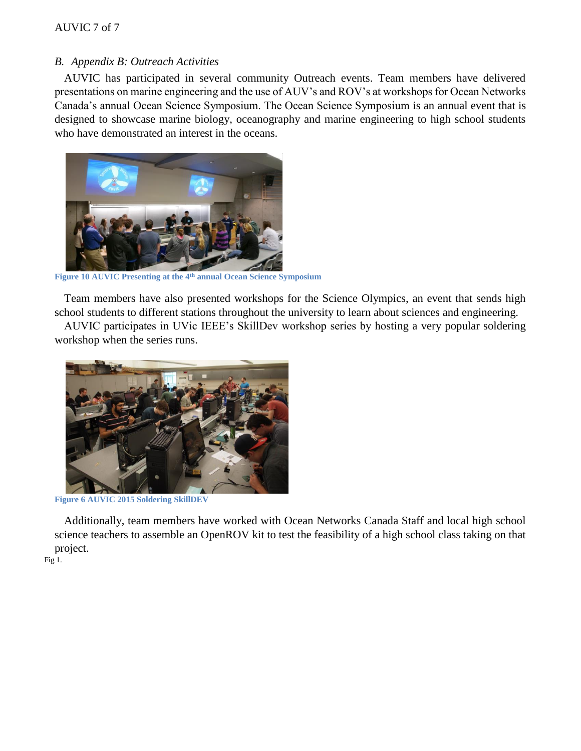## *B. Appendix B: Outreach Activities*

AUVIC has participated in several community Outreach events. Team members have delivered presentations on marine engineering and the use of AUV's and ROV's at workshops for Ocean Networks Canada's annual Ocean Science Symposium. The Ocean Science Symposium is an annual event that is designed to showcase marine biology, oceanography and marine engineering to high school students who have demonstrated an interest in the oceans.

**Figure 10 AUVIC Presenting at the 4th annual Ocean Science Symposium**

Team members have also presented workshops for the Science Olympics, an event that sends high school students to different stations throughout the university to learn about sciences and engineering.

AUVIC participates in UVic IEEE's SkillDev workshop series by hosting a very popular soldering workshop when the series runs.

**Figure 6 AUVIC 2015 Soldering SkillDEV**

Additionally, team members have worked with Ocean Networks Canada Staff and local high school science teachers to assemble an OpenROV kit to test the feasibility of a high school class taking on that project.

Fig 1.